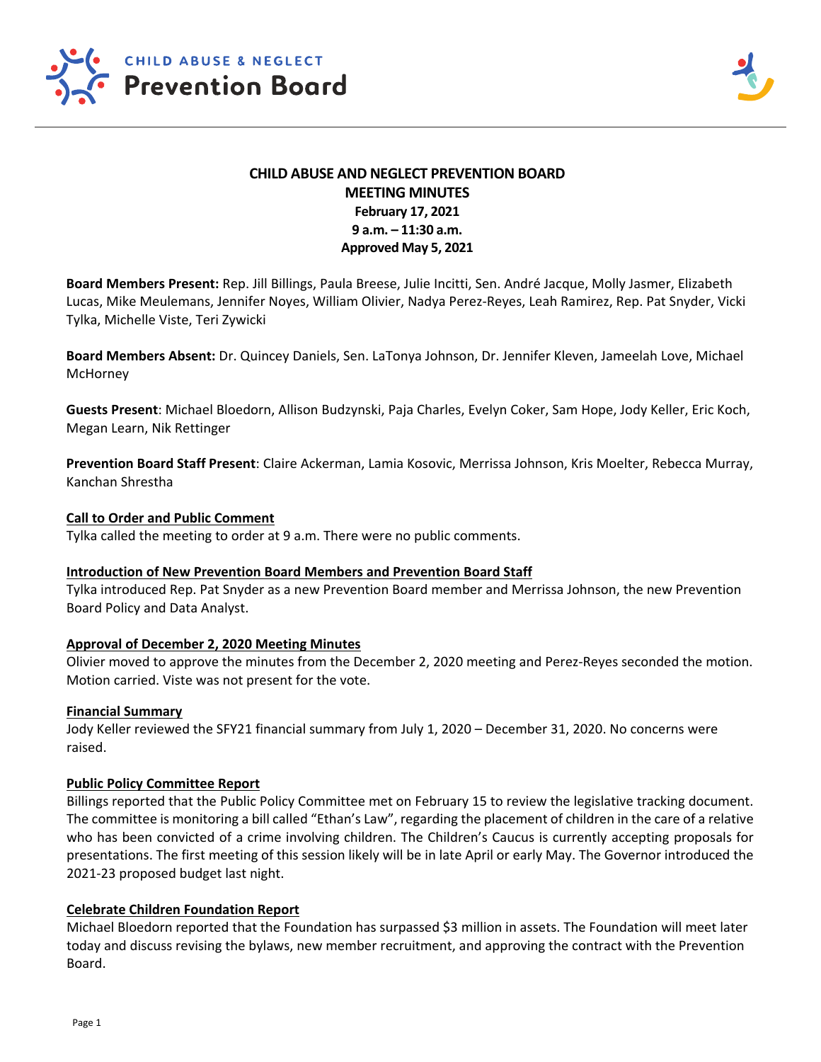**CHILD ABUSE & NEGLECT Prevention Board**

# CHILD ABUSE AND NEGLECT PREVENTION BOARD
## MEETING MINUTES
**February 17, 2021**
**9 a.m. – 11:30 a.m.**
**Approved May 5, 2021**

**Board Members Present:** Rep. Jill Billings, Paula Breese, Julie Incitti, Sen. André Jacque, Molly Jasmer, Elizabeth Lucas, Mike Meulemans, Jennifer Noyes, William Olivier, Nadya Perez-Reyes, Leah Ramirez, Rep. Pat Snyder, Vicki Tylka, Michelle Viste, Teri Zywicki

**Board Members Absent:** Dr. Quincey Daniels, Sen. LaTonya Johnson, Dr. Jennifer Kleven, Jameelah Love, Michael McHorney

**Guests Present**: Michael Bloedorn, Allison Budzynski, Paja Charles, Evelyn Coker, Sam Hope, Jody Keller, Eric Koch, Megan Learn, Nik Rettinger

**Prevention Board Staff Present**: Claire Ackerman, Lamia Kosovic, Merrissa Johnson, Kris Moelter, Rebecca Murray, Kanchan Shrestha

**Call to Order and Public Comment**

Tylka called the meeting to order at 9 a.m. There were no public comments.

**Introduction of New Prevention Board Members and Prevention Board Staff**

Tylka introduced Rep. Pat Snyder as a new Prevention Board member and Merrissa Johnson, the new Prevention Board Policy and Data Analyst.

**Approval of December 2, 2020 Meeting Minutes**

Olivier moved to approve the minutes from the December 2, 2020 meeting and Perez-Reyes seconded the motion. Motion carried. Viste was not present for the vote.

**Financial Summary**

Jody Keller reviewed the SFY21 financial summary from July 1, 2020 – December 31, 2020. No concerns were raised.

**Public Policy Committee Report**

Billings reported that the Public Policy Committee met on February 15 to review the legislative tracking document. The committee is monitoring a bill called "Ethan's Law", regarding the placement of children in the care of a relative who has been convicted of a crime involving children. The Children's Caucus is currently accepting proposals for presentations. The first meeting of this session likely will be in late April or early May. The Governor introduced the 2021-23 proposed budget last night.

**Celebrate Children Foundation Report**

Michael Bloedorn reported that the Foundation has surpassed $3 million in assets. The Foundation will meet later today and discuss revising the bylaws, new member recruitment, and approving the contract with the Prevention Board.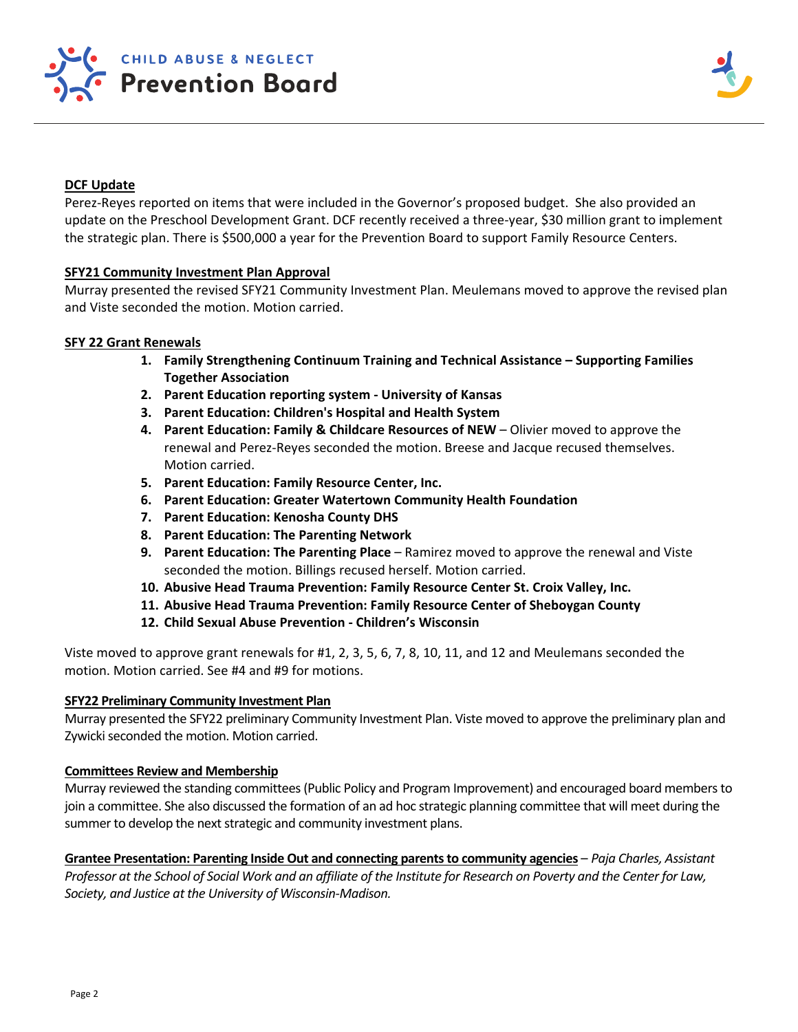**DCF Update**

Perez-Reyes reported on items that were included in the Governor's proposed budget. She also provided an update on the Preschool Development Grant. DCF recently received a three-year, $30 million grant to implement the strategic plan. There is $500,000 a year for the Prevention Board to support Family Resource Centers.

**SFY21 Community Investment Plan Approval**

Murray presented the revised SFY21 Community Investment Plan. Meulemans moved to approve the revised plan and Viste seconded the motion. Motion carried.

**SFY 22 Grant Renewals**

1. **Family Strengthening Continuum Training and Technical Assistance – Supporting Families Together Association**
2. **Parent Education reporting system - University of Kansas**
3. **Parent Education: Children's Hospital and Health System**
4. **Parent Education: Family & Childcare Resources of NEW** – Olivier moved to approve the renewal and Perez-Reyes seconded the motion. Breese and Jacque recused themselves. Motion carried.
5. **Parent Education: Family Resource Center, Inc.**
6. **Parent Education: Greater Watertown Community Health Foundation**
7. **Parent Education: Kenosha County DHS**
8. **Parent Education: The Parenting Network**
9. **Parent Education: The Parenting Place** – Ramirez moved to approve the renewal and Viste seconded the motion. Billings recused herself. Motion carried.
10. **Abusive Head Trauma Prevention: Family Resource Center St. Croix Valley, Inc.**
11. **Abusive Head Trauma Prevention: Family Resource Center of Sheboygan County**
12. **Child Sexual Abuse Prevention - Children's Wisconsin**

Viste moved to approve grant renewals for #1, 2, 3, 5, 6, 7, 8, 10, 11, and 12 and Meulemans seconded the motion. Motion carried. See #4 and #9 for motions.

**SFY22 Preliminary Community Investment Plan**

Murray presented the SFY22 preliminary Community Investment Plan. Viste moved to approve the preliminary plan and Zywicki seconded the motion. Motion carried.

**Committees Review and Membership**

Murray reviewed the standing committees (Public Policy and Program Improvement) and encouraged board members to join a committee. She also discussed the formation of an ad hoc strategic planning committee that will meet during the summer to develop the next strategic and community investment plans.

**Grantee Presentation: Parenting Inside Out and connecting parents to community agencies** – *Paja Charles, Assistant Professor at the School of Social Work and an affiliate of the Institute for Research on Poverty and the Center for Law, Society, and Justice at the University of Wisconsin-Madison.*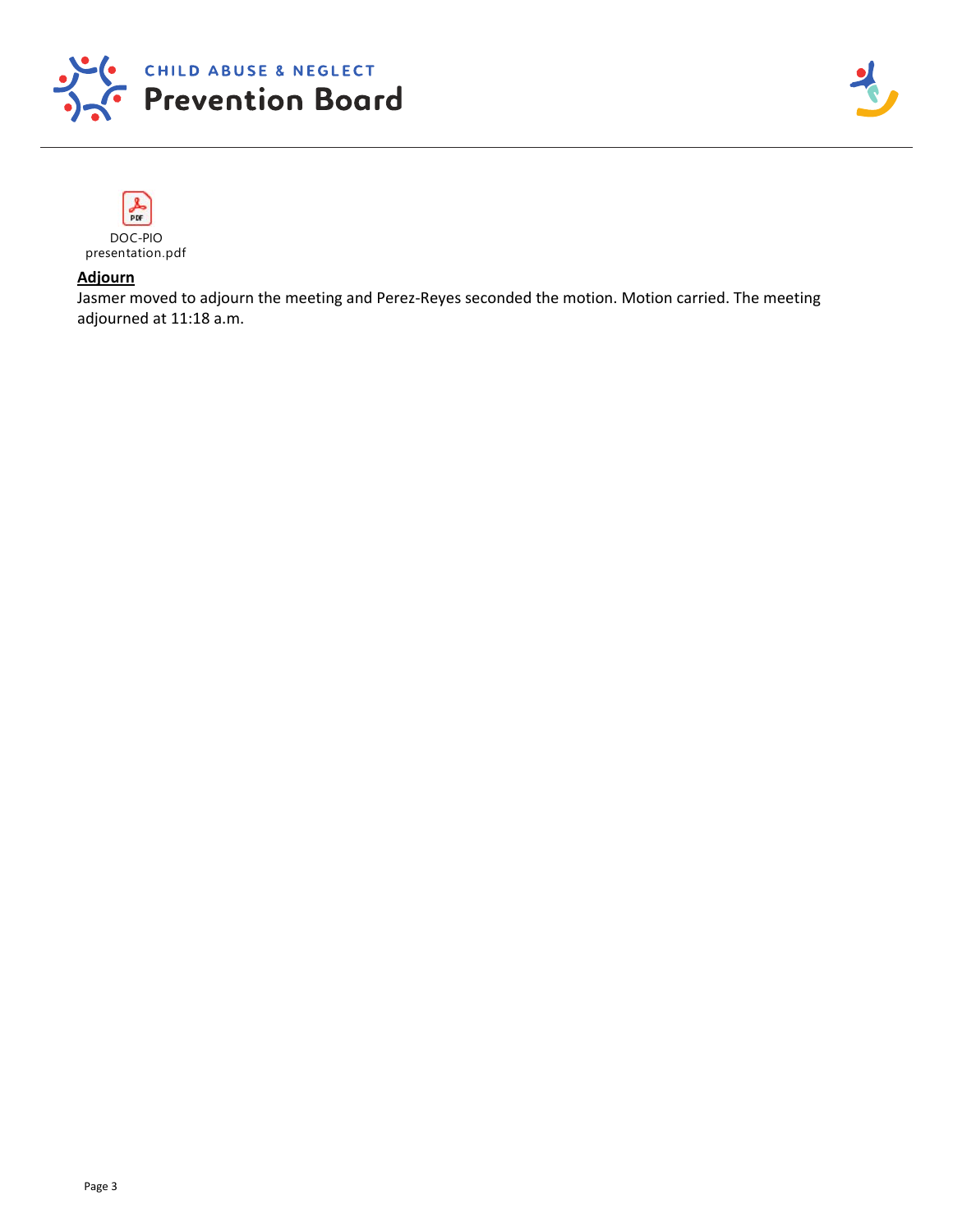DOC-PIO presentation.pdf

**Adjourn**

Jasmer moved to adjourn the meeting and Perez-Reyes seconded the motion. Motion carried. The meeting adjourned at 11:18 a.m.